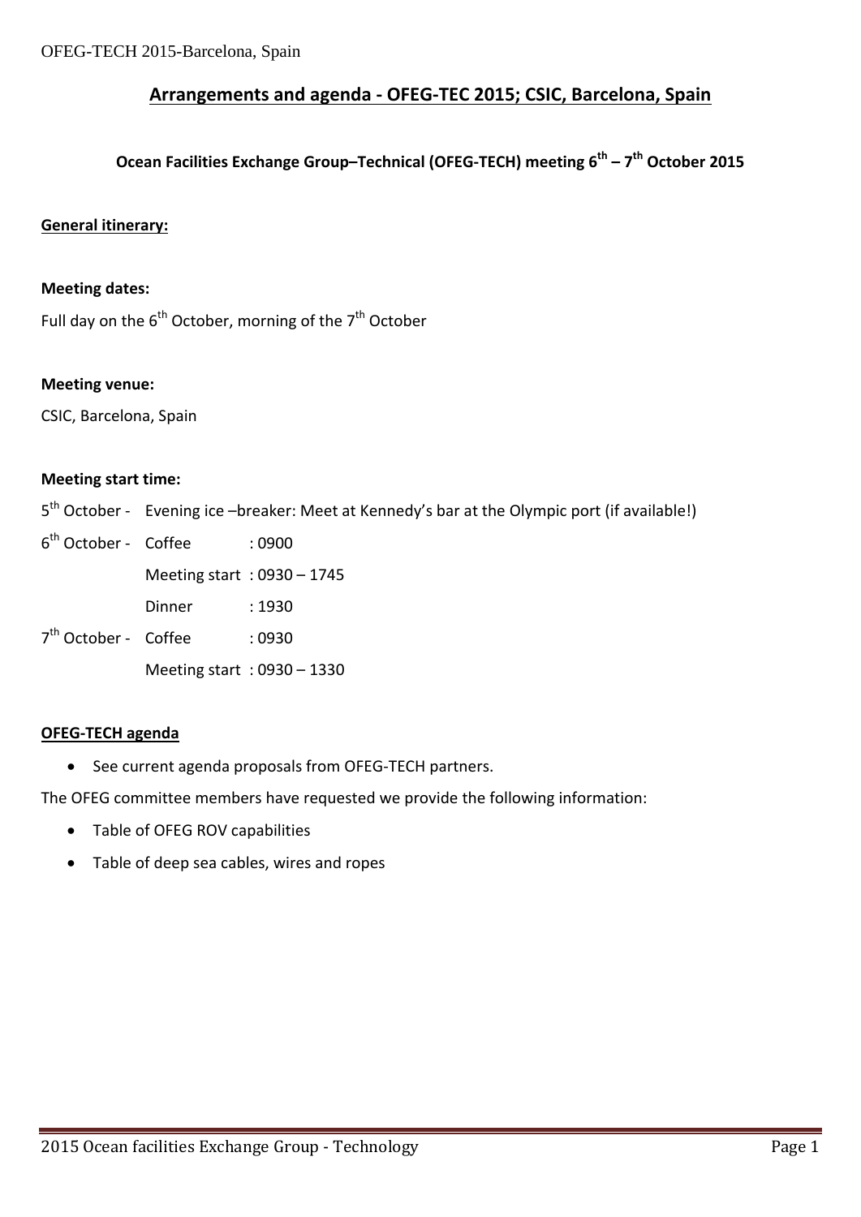## Arrangements and agenda - OFEG-TEC 2015; CSIC, Barcelona, Spain

### Ocean Facilities Exchange Group–Technical (OFEG-TECH) meeting 6th – 7th October 2015

**General itinerary:**

**Meeting dates:**

Full day on the 6th October, morning of the 7th October

**Meeting venue:**

CSIC, Barcelona, Spain

**Meeting start time:**

5th October - Evening ice –breaker: Meet at Kennedy's bar at the Olympic port (if available!)

6th October - Coffee : 0900

Meeting start : 0930 – 1745

Dinner : 1930

7th October - Coffee : 0930

Meeting start : 0930 – 1330

**OFEG-TECH agenda**

- See current agenda proposals from OFEG-TECH partners.

The OFEG committee members have requested we provide the following information:

- Table of OFEG ROV capabilities
- Table of deep sea cables, wires and ropes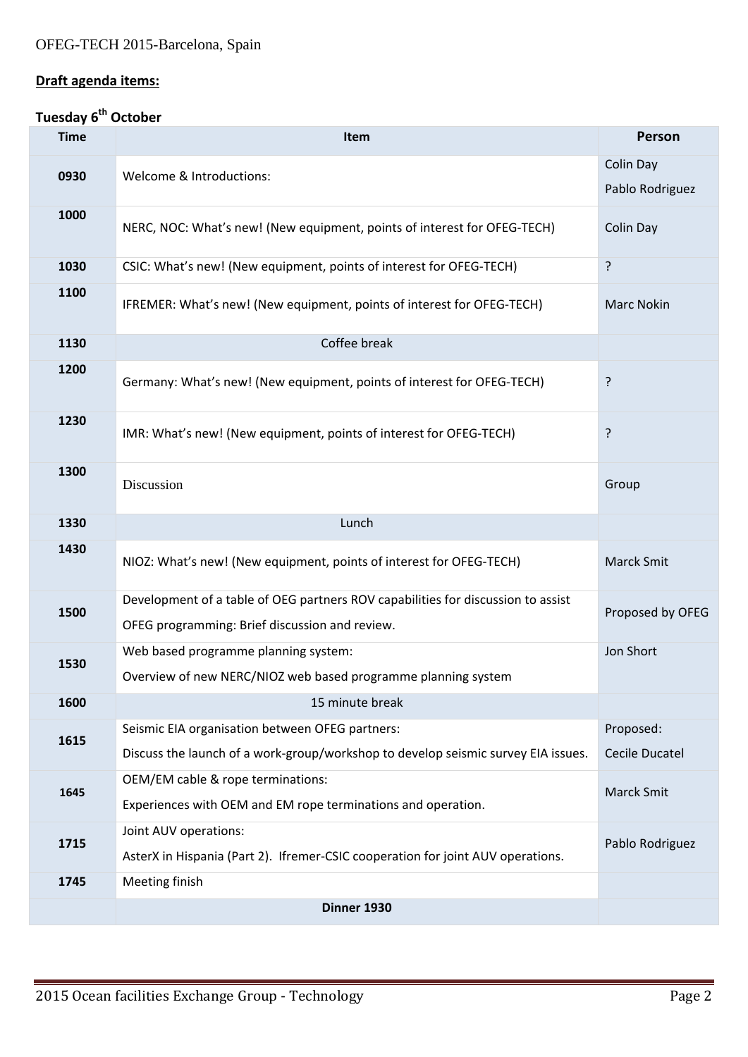OFEG-TECH 2015-Barcelona, Spain

**Draft agenda items:**

**Tuesday 6th October**

| Time | Item | Person |
|---|---|---|
| **0930** | Welcome & Introductions: | Colin Day<br>Pablo Rodriguez |
| **1000** | NERC, NOC: What's new! (New equipment, points of interest for OFEG-TECH) | Colin Day |
| **1030** | CSIC: What's new! (New equipment, points of interest for OFEG-TECH) | ? |
| **1100** | IFREMER: What's new! (New equipment, points of interest for OFEG-TECH) | Marc Nokin |
| **1130** | Coffee break | |
| **1200** | Germany: What's new! (New equipment, points of interest for OFEG-TECH) | ? |
| **1230** | IMR: What's new! (New equipment, points of interest for OFEG-TECH) | ? |
| **1300** | Discussion | Group |
| **1330** | Lunch | |
| **1430** | NIOZ: What's new! (New equipment, points of interest for OFEG-TECH) | Marck Smit |
| **1500** | Development of a table of OEG partners ROV capabilities for discussion to assist OFEG programming: Brief discussion and review. | Proposed by OFEG |
| **1530** | Web based programme planning system:<br>Overview of new NERC/NIOZ web based programme planning system | Jon Short |
| **1600** | 15 minute break | |
| **1615** | Seismic EIA organisation between OFEG partners:<br>Discuss the launch of a work-group/workshop to develop seismic survey EIA issues. | Proposed:<br>Cecile Ducatel |
| **1645** | OEM/EM cable & rope terminations:<br>Experiences with OEM and EM rope terminations and operation. | Marck Smit |
| **1715** | Joint AUV operations:<br>AsterX in Hispania (Part 2). Ifremer-CSIC cooperation for joint AUV operations. | Pablo Rodriguez |
| **1745** | Meeting finish | |
| | **Dinner 1930** | |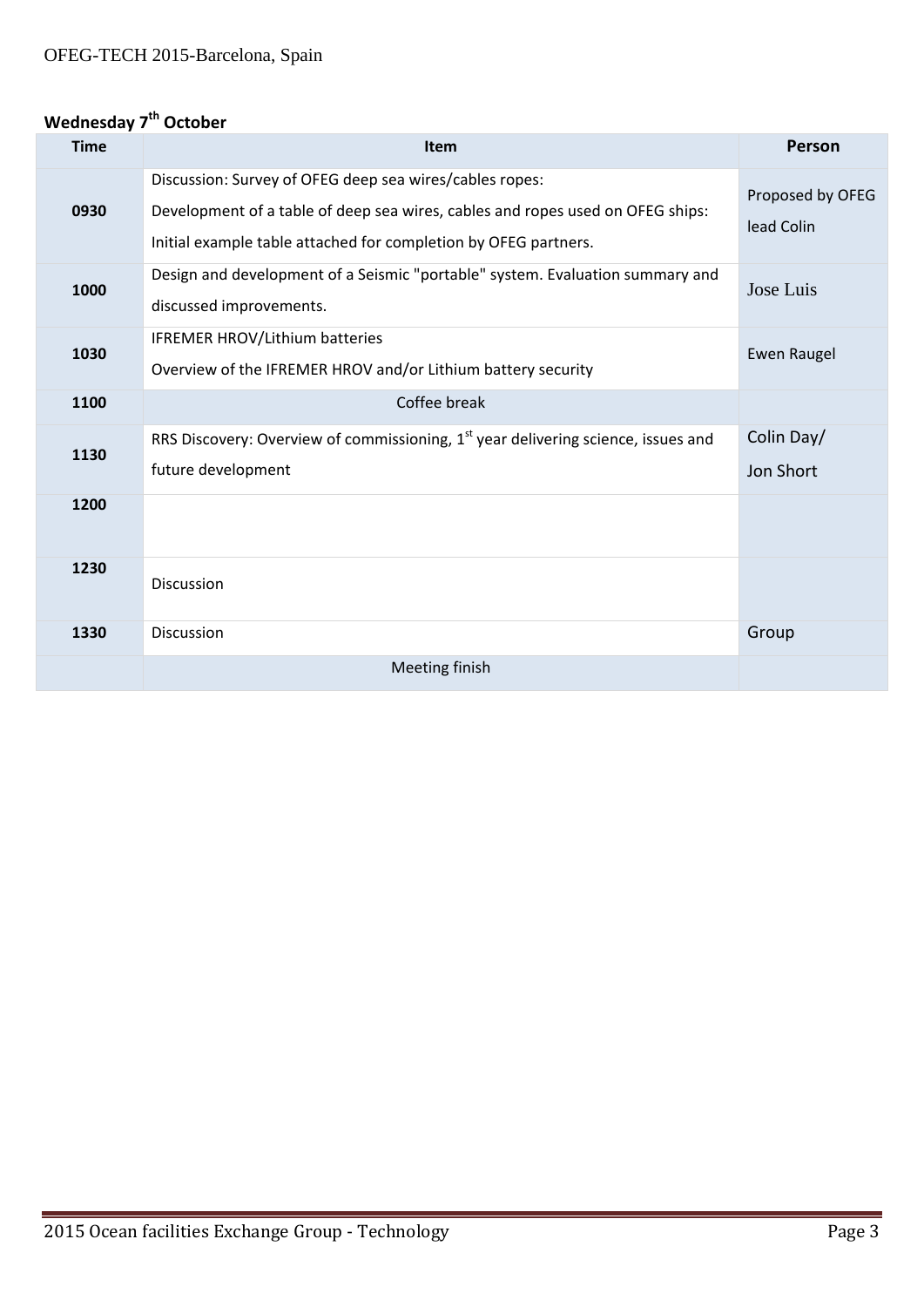**Wednesday 7th October**

| Time | Item | Person |
|---|---|---|
| 0930 | Discussion: Survey of OFEG deep sea wires/cables ropes:<br>Development of a table of deep sea wires, cables and ropes used on OFEG ships:<br>Initial example table attached for completion by OFEG partners. | Proposed by OFEG lead Colin |
| 1000 | Design and development of a Seismic "portable" system. Evaluation summary and discussed improvements. | Jose Luis |
| 1030 | IFREMER HROV/Lithium batteries<br>Overview of the IFREMER HROV and/or Lithium battery security | Ewen Raugel |
| 1100 | Coffee break | |
| 1130 | RRS Discovery: Overview of commissioning, 1st year delivering science, issues and future development | Colin Day/<br>Jon Short |
| 1200 | | |
| 1230 | Discussion | |
| 1330 | Discussion | Group |
| | Meeting finish | |